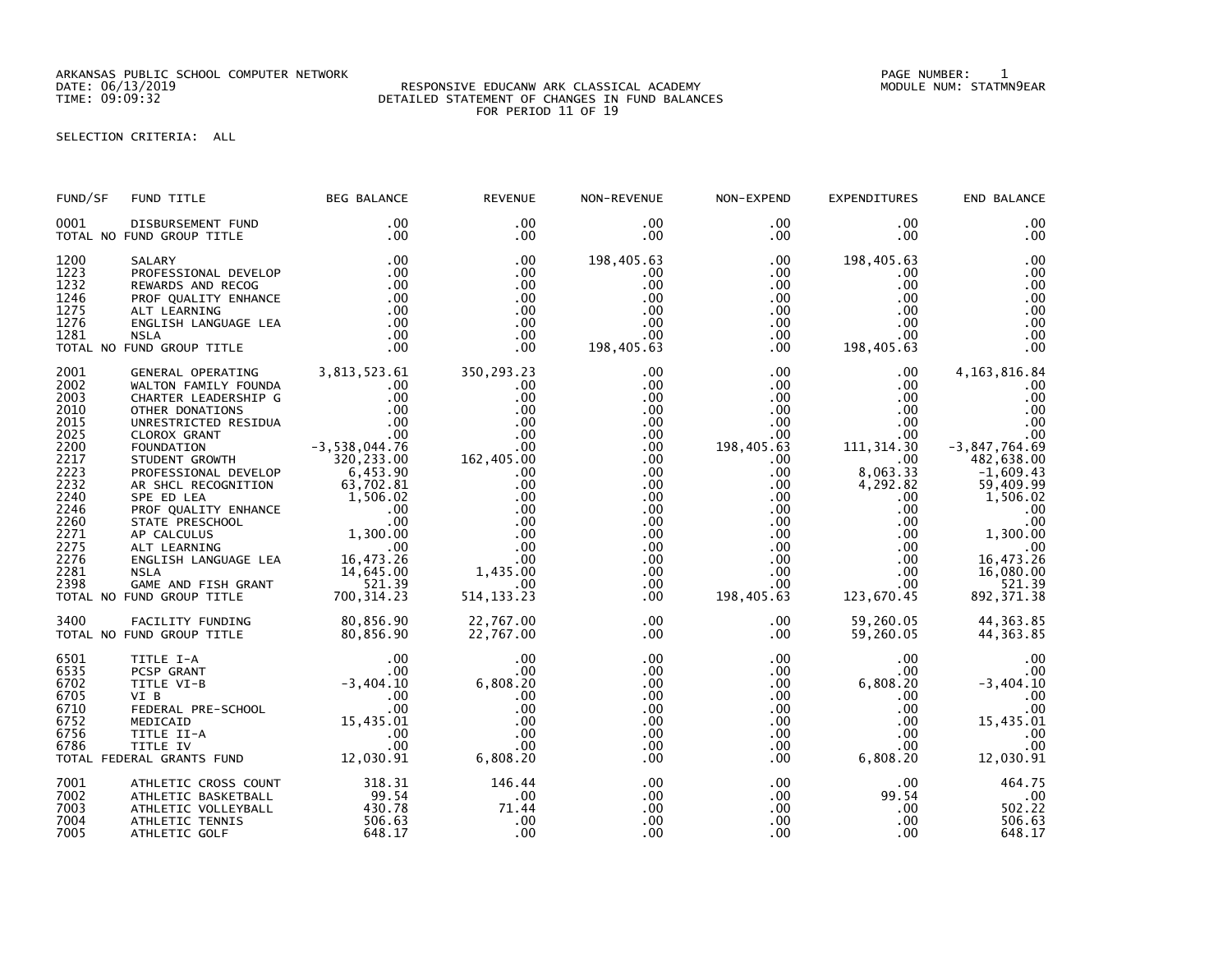ARKANSAS PUBLIC SCHOOL COMPUTER NETWORK
DATE: 06/13/2019
TIME: 09:09:32

RESPONSIVE EDUCANW ARK CLASSICAL ACADEMY
DETAILED STATEMENT OF CHANGES IN FUND BALANCES
FOR PERIOD 11 OF 19

PAGE NUMBER: 1
MODULE NUM: STATMN9EAR

SELECTION CRITERIA: ALL

| FUND/SF | FUND TITLE | BEG BALANCE | REVENUE | NON-REVENUE | NON-EXPEND | EXPENDITURES | END BALANCE |
|---|---|---|---|---|---|---|---|
| 0001 | DISBURSEMENT FUND | .00 | .00 | .00 | .00 | .00 | .00 |
| TOTAL NO FUND GROUP TITLE | | .00 | .00 | .00 | .00 | .00 | .00 |
| 1200 | SALARY | .00 | .00 | 198,405.63 | .00 | 198,405.63 | .00 |
| 1223 | PROFESSIONAL DEVELOP | .00 | .00 | .00 | .00 | .00 | .00 |
| 1232 | REWARDS AND RECOG | .00 | .00 | .00 | .00 | .00 | .00 |
| 1246 | PROF QUALITY ENHANCE | .00 | .00 | .00 | .00 | .00 | .00 |
| 1275 | ALT LEARNING | .00 | .00 | .00 | .00 | .00 | .00 |
| 1276 | ENGLISH LANGUAGE LEA | .00 | .00 | .00 | .00 | .00 | .00 |
| 1281 | NSLA | .00 | .00 | .00 | .00 | .00 | .00 |
| TOTAL NO FUND GROUP TITLE | | .00 | .00 | 198,405.63 | .00 | 198,405.63 | .00 |
| 2001 | GENERAL OPERATING | 3,813,523.61 | 350,293.23 | .00 | .00 | .00 | 4,163,816.84 |
| 2002 | WALTON FAMILY FOUNDA | .00 | .00 | .00 | .00 | .00 | .00 |
| 2003 | CHARTER LEADERSHIP G | .00 | .00 | .00 | .00 | .00 | .00 |
| 2010 | OTHER DONATIONS | .00 | .00 | .00 | .00 | .00 | .00 |
| 2015 | UNRESTRICTED RESIDUA | .00 | .00 | .00 | .00 | .00 | .00 |
| 2025 | CLOROX GRANT | .00 | .00 | .00 | .00 | .00 | .00 |
| 2200 | FOUNDATION | -3,538,044.76 | .00 | .00 | 198,405.63 | 111,314.30 | -3,847,764.69 |
| 2217 | STUDENT GROWTH | 320,233.00 | 162,405.00 | .00 | .00 | .00 | 482,638.00 |
| 2223 | PROFESSIONAL DEVELOP | 6,453.90 | .00 | .00 | .00 | 8,063.33 | -1,609.43 |
| 2232 | AR SHCL RECOGNITION | 63,702.81 | .00 | .00 | .00 | 4,292.82 | 59,409.99 |
| 2240 | SPE ED LEA | 1,506.02 | .00 | .00 | .00 | .00 | 1,506.02 |
| 2246 | PROF QUALITY ENHANCE | .00 | .00 | .00 | .00 | .00 | .00 |
| 2260 | STATE PRESCHOOL | .00 | .00 | .00 | .00 | .00 | .00 |
| 2271 | AP CALCULUS | 1,300.00 | .00 | .00 | .00 | .00 | 1,300.00 |
| 2275 | ALT LEARNING | .00 | .00 | .00 | .00 | .00 | .00 |
| 2276 | ENGLISH LANGUAGE LEA | 16,473.26 | .00 | .00 | .00 | .00 | 16,473.26 |
| 2281 | NSLA | 14,645.00 | 1,435.00 | .00 | .00 | .00 | 16,080.00 |
| 2398 | GAME AND FISH GRANT | 521.39 | .00 | .00 | .00 | .00 | 521.39 |
| TOTAL NO FUND GROUP TITLE | | 700,314.23 | 514,133.23 | .00 | 198,405.63 | 123,670.45 | 892,371.38 |
| 3400 | FACILITY FUNDING | 80,856.90 | 22,767.00 | .00 | .00 | 59,260.05 | 44,363.85 |
| TOTAL NO FUND GROUP TITLE | | 80,856.90 | 22,767.00 | .00 | .00 | 59,260.05 | 44,363.85 |
| 6501 | TITLE I-A | .00 | .00 | .00 | .00 | .00 | .00 |
| 6535 | PCSP GRANT | .00 | .00 | .00 | .00 | .00 | .00 |
| 6702 | TITLE VI-B | -3,404.10 | 6,808.20 | .00 | .00 | 6,808.20 | -3,404.10 |
| 6705 | VI B | .00 | .00 | .00 | .00 | .00 | .00 |
| 6710 | FEDERAL PRE-SCHOOL | .00 | .00 | .00 | .00 | .00 | .00 |
| 6752 | MEDICAID | 15,435.01 | .00 | .00 | .00 | .00 | 15,435.01 |
| 6756 | TITLE II-A | .00 | .00 | .00 | .00 | .00 | .00 |
| 6786 | TITLE IV | .00 | .00 | .00 | .00 | .00 | .00 |
| TOTAL FEDERAL GRANTS FUND | | 12,030.91 | 6,808.20 | .00 | .00 | 6,808.20 | 12,030.91 |
| 7001 | ATHLETIC CROSS COUNT | 318.31 | 146.44 | .00 | .00 | .00 | 464.75 |
| 7002 | ATHLETIC BASKETBALL | 99.54 | .00 | .00 | .00 | 99.54 | .00 |
| 7003 | ATHLETIC VOLLEYBALL | 430.78 | 71.44 | .00 | .00 | .00 | 502.22 |
| 7004 | ATHLETIC TENNIS | 506.63 | .00 | .00 | .00 | .00 | 506.63 |
| 7005 | ATHLETIC GOLF | 648.17 | .00 | .00 | .00 | .00 | 648.17 |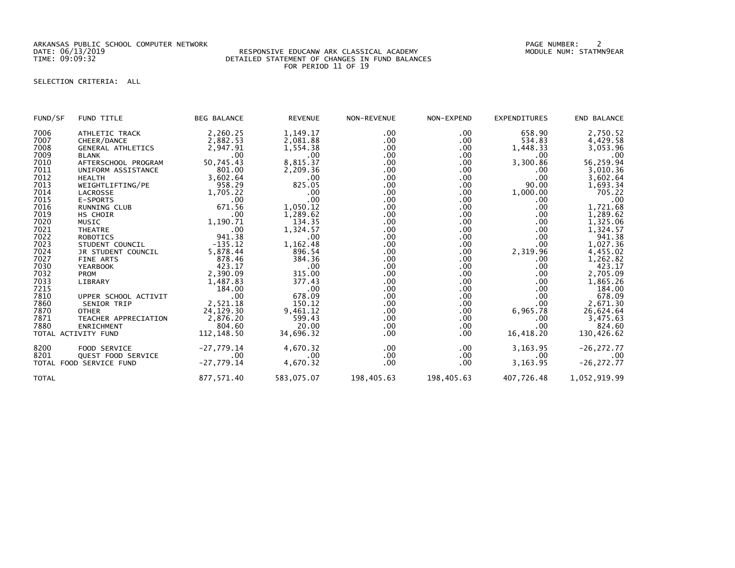ARKANSAS PUBLIC SCHOOL COMPUTER NETWORK
DATE: 06/13/2019
TIME: 09:09:32

RESPONSIVE EDUCANW ARK CLASSICAL ACADEMY
DETAILED STATEMENT OF CHANGES IN FUND BALANCES
FOR PERIOD 11 OF 19

PAGE NUMBER: 2
MODULE NUM: STATMN9EAR

SELECTION CRITERIA: ALL

| FUND/SF | FUND TITLE | BEG BALANCE | REVENUE | NON-REVENUE | NON-EXPEND | EXPENDITURES | END BALANCE |
|---|---|---|---|---|---|---|---|
| 7006 | ATHLETIC TRACK | 2,260.25 | 1,149.17 | .00 | .00 | 658.90 | 2,750.52 |
| 7007 | CHEER/DANCE | 2,882.53 | 2,081.88 | .00 | .00 | 534.83 | 4,429.58 |
| 7008 | GENERAL ATHLETICS | 2,947.91 | 1,554.38 | .00 | .00 | 1,448.33 | 3,053.96 |
| 7009 | BLANK | .00 | .00 | .00 | .00 | .00 | .00 |
| 7010 | AFTERSCHOOL PROGRAM | 50,745.43 | 8,815.37 | .00 | .00 | 3,300.86 | 56,259.94 |
| 7011 | UNIFORM ASSISTANCE | 801.00 | 2,209.36 | .00 | .00 | .00 | 3,010.36 |
| 7012 | HEALTH | 3,602.64 | .00 | .00 | .00 | .00 | 3,602.64 |
| 7013 | WEIGHTLIFTING/PE | 958.29 | 825.05 | .00 | .00 | 90.00 | 1,693.34 |
| 7014 | LACROSSE | 1,705.22 | .00 | .00 | .00 | 1,000.00 | 705.22 |
| 7015 | E-SPORTS | .00 | .00 | .00 | .00 | .00 | .00 |
| 7016 | RUNNING CLUB | 671.56 | 1,050.12 | .00 | .00 | .00 | 1,721.68 |
| 7019 | HS CHOIR | .00 | 1,289.62 | .00 | .00 | .00 | 1,289.62 |
| 7020 | MUSIC | 1,190.71 | 134.35 | .00 | .00 | .00 | 1,325.06 |
| 7021 | THEATRE | .00 | 1,324.57 | .00 | .00 | .00 | 1,324.57 |
| 7022 | ROBOTICS | 941.38 | .00 | .00 | .00 | .00 | 941.38 |
| 7023 | STUDENT COUNCIL | -135.12 | 1,162.48 | .00 | .00 | .00 | 1,027.36 |
| 7024 | JR STUDENT COUNCIL | 5,878.44 | 896.54 | .00 | .00 | 2,319.96 | 4,455.02 |
| 7027 | FINE ARTS | 878.46 | 384.36 | .00 | .00 | .00 | 1,262.82 |
| 7030 | YEARBOOK | 423.17 | .00 | .00 | .00 | .00 | 423.17 |
| 7032 | PROM | 2,390.09 | 315.00 | .00 | .00 | .00 | 2,705.09 |
| 7033 | LIBRARY | 1,487.83 | 377.43 | .00 | .00 | .00 | 1,865.26 |
| 7215 | | 184.00 | .00 | .00 | .00 | .00 | 184.00 |
| 7810 | UPPER SCHOOL ACTIVIT | .00 | 678.09 | .00 | .00 | .00 | 678.09 |
| 7860 | SENIOR TRIP | 2,521.18 | 150.12 | .00 | .00 | .00 | 2,671.30 |
| 7870 | OTHER | 24,129.30 | 9,461.12 | .00 | .00 | 6,965.78 | 26,624.64 |
| 7871 | TEACHER APPRECIATION | 2,876.20 | 599.43 | .00 | .00 | .00 | 3,475.63 |
| 7880 | ENRICHMENT | 804.60 | 20.00 | .00 | .00 | .00 | 824.60 |
| TOTAL ACTIVITY FUND | | 112,148.50 | 34,696.32 | .00 | .00 | 16,418.20 | 130,426.62 |
| 8200 | FOOD SERVICE | -27,779.14 | 4,670.32 | .00 | .00 | 3,163.95 | -26,272.77 |
| 8201 | QUEST FOOD SERVICE | .00 | .00 | .00 | .00 | .00 | .00 |
| TOTAL FOOD SERVICE FUND | | -27,779.14 | 4,670.32 | .00 | .00 | 3,163.95 | -26,272.77 |
| TOTAL | | 877,571.40 | 583,075.07 | 198,405.63 | 198,405.63 | 407,726.48 | 1,052,919.99 |